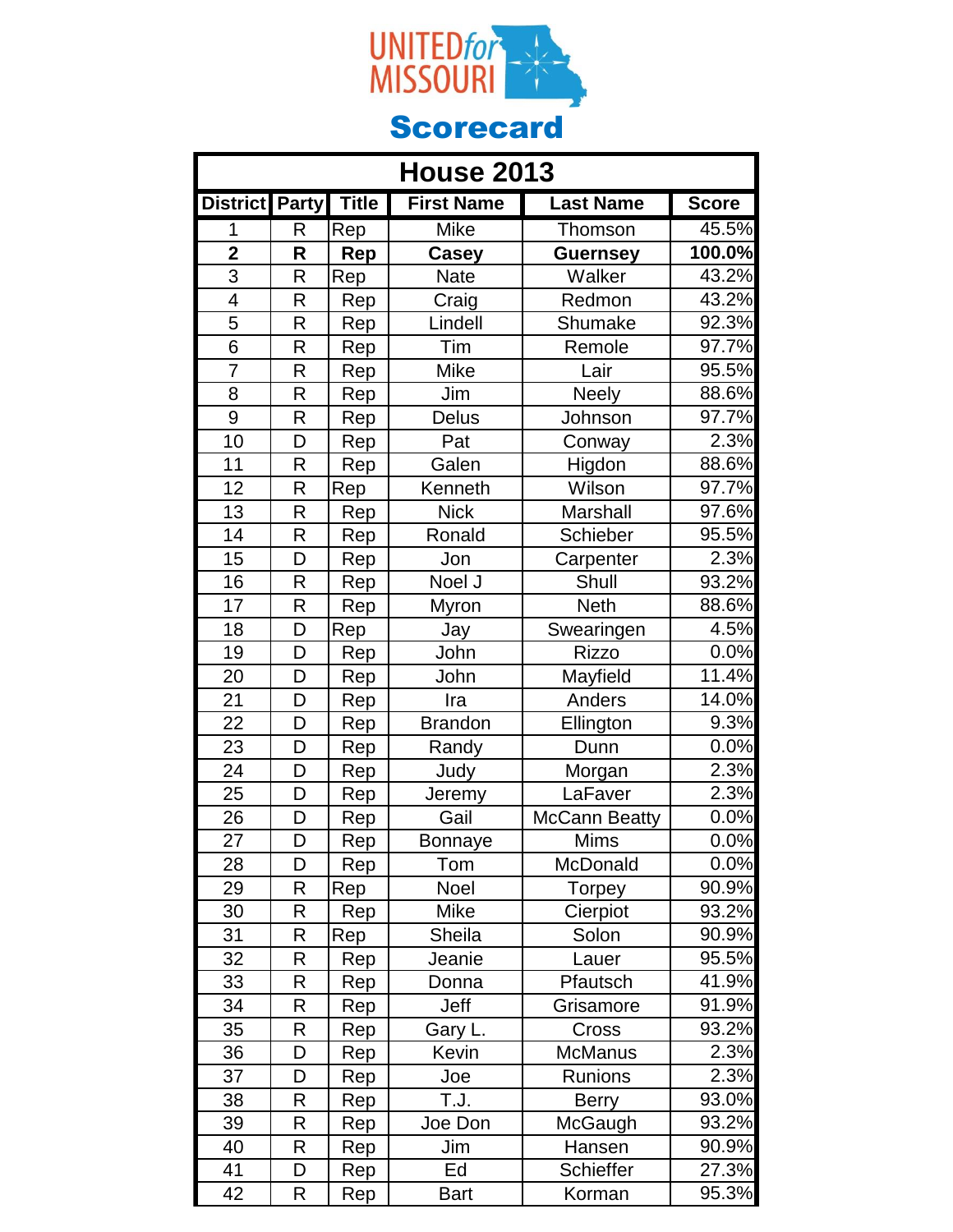# UNITED for MISSOURI

## Scorecard

| House 2013 | | | | | |
|---|---|---|---|---|---|
| **District** | **Party** | **Title** | **First Name** | **Last Name** | **Score** |
| 1 | R | Rep | Mike | Thomson | 45.5% |
| **2** | **R** | **Rep** | **Casey** | **Guernsey** | **100.0%** |
| 3 | R | Rep | Nate | Walker | 43.2% |
| 4 | R | Rep | Craig | Redmon | 43.2% |
| 5 | R | Rep | Lindell | Shumake | 92.3% |
| 6 | R | Rep | Tim | Remole | 97.7% |
| 7 | R | Rep | Mike | Lair | 95.5% |
| 8 | R | Rep | Jim | Neely | 88.6% |
| 9 | R | Rep | Delus | Johnson | 97.7% |
| 10 | D | Rep | Pat | Conway | 2.3% |
| 11 | R | Rep | Galen | Higdon | 88.6% |
| 12 | R | Rep | Kenneth | Wilson | 97.7% |
| 13 | R | Rep | Nick | Marshall | 97.6% |
| 14 | R | Rep | Ronald | Schieber | 95.5% |
| 15 | D | Rep | Jon | Carpenter | 2.3% |
| 16 | R | Rep | Noel J | Shull | 93.2% |
| 17 | R | Rep | Myron | Neth | 88.6% |
| 18 | D | Rep | Jay | Swearingen | 4.5% |
| 19 | D | Rep | John | Rizzo | 0.0% |
| 20 | D | Rep | John | Mayfield | 11.4% |
| 21 | D | Rep | Ira | Anders | 14.0% |
| 22 | D | Rep | Brandon | Ellington | 9.3% |
| 23 | D | Rep | Randy | Dunn | 0.0% |
| 24 | D | Rep | Judy | Morgan | 2.3% |
| 25 | D | Rep | Jeremy | LaFaver | 2.3% |
| 26 | D | Rep | Gail | McCann Beatty | 0.0% |
| 27 | D | Rep | Bonnaye | Mims | 0.0% |
| 28 | D | Rep | Tom | McDonald | 0.0% |
| 29 | R | Rep | Noel | Torpey | 90.9% |
| 30 | R | Rep | Mike | Cierpiot | 93.2% |
| 31 | R | Rep | Sheila | Solon | 90.9% |
| 32 | R | Rep | Jeanie | Lauer | 95.5% |
| 33 | R | Rep | Donna | Pfautsch | 41.9% |
| 34 | R | Rep | Jeff | Grisamore | 91.9% |
| 35 | R | Rep | Gary L. | Cross | 93.2% |
| 36 | D | Rep | Kevin | McManus | 2.3% |
| 37 | D | Rep | Joe | Runions | 2.3% |
| 38 | R | Rep | T.J. | Berry | 93.0% |
| 39 | R | Rep | Joe Don | McGaugh | 93.2% |
| 40 | R | Rep | Jim | Hansen | 90.9% |
| 41 | D | Rep | Ed | Schieffer | 27.3% |
| 42 | R | Rep | Bart | Korman | 95.3% |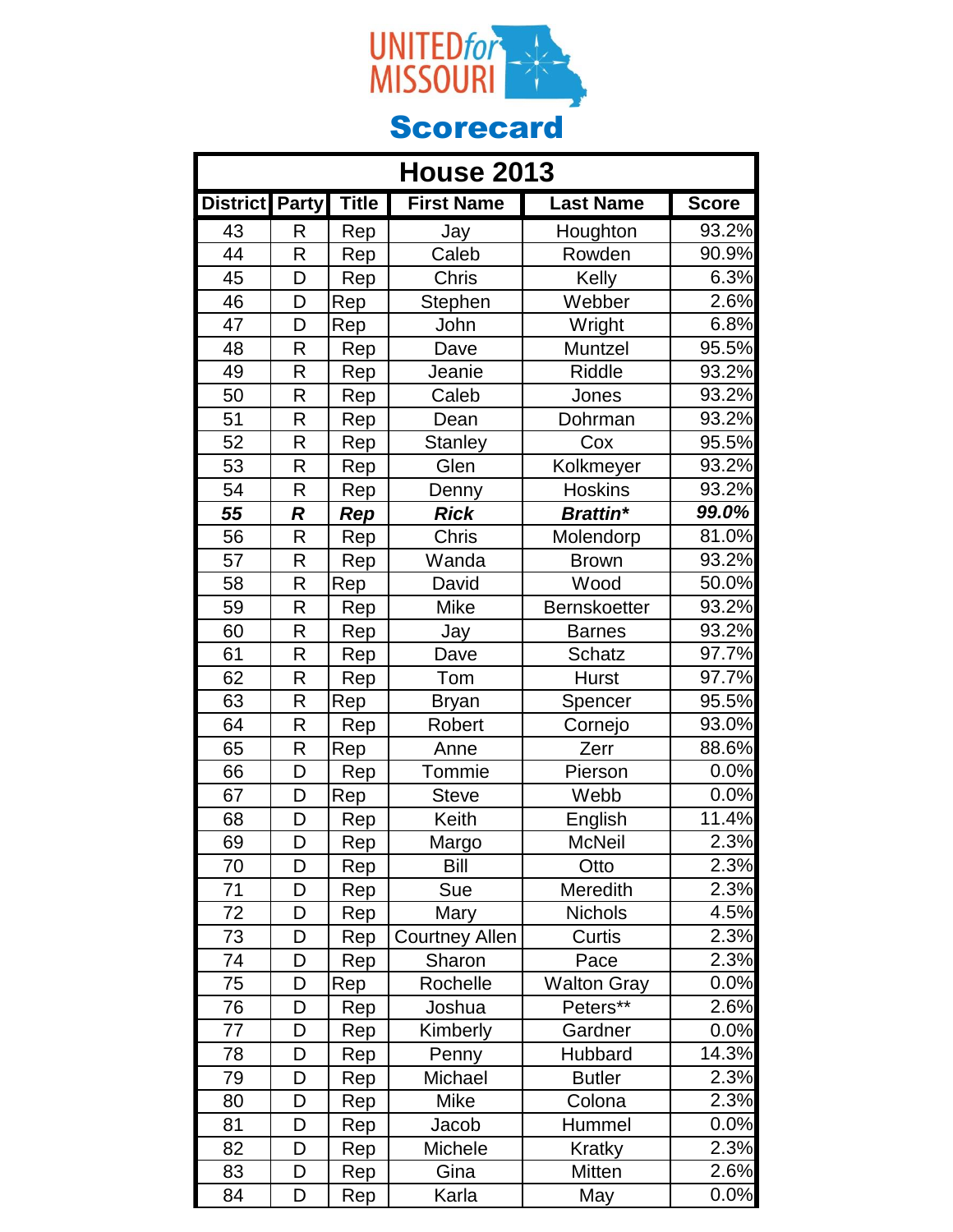# UNITED for MISSOURI

## Scorecard

| House 2013 | | | | | |
|---|---|---|---|---|---|
| District | Party | Title | First Name | Last Name | Score |
| 43 | R | Rep | Jay | Houghton | 93.2% |
| 44 | R | Rep | Caleb | Rowden | 90.9% |
| 45 | D | Rep | Chris | Kelly | 6.3% |
| 46 | D | Rep | Stephen | Webber | 2.6% |
| 47 | D | Rep | John | Wright | 6.8% |
| 48 | R | Rep | Dave | Muntzel | 95.5% |
| 49 | R | Rep | Jeanie | Riddle | 93.2% |
| 50 | R | Rep | Caleb | Jones | 93.2% |
| 51 | R | Rep | Dean | Dohrman | 93.2% |
| 52 | R | Rep | Stanley | Cox | 95.5% |
| 53 | R | Rep | Glen | Kolkmeyer | 93.2% |
| 54 | R | Rep | Denny | Hoskins | 93.2% |
| ***55*** | ***R*** | ***Rep*** | ***Rick*** | ***Brattin**** | ***99.0%*** |
| 56 | R | Rep | Chris | Molendorp | 81.0% |
| 57 | R | Rep | Wanda | Brown | 93.2% |
| 58 | R | Rep | David | Wood | 50.0% |
| 59 | R | Rep | Mike | Bernskoetter | 93.2% |
| 60 | R | Rep | Jay | Barnes | 93.2% |
| 61 | R | Rep | Dave | Schatz | 97.7% |
| 62 | R | Rep | Tom | Hurst | 97.7% |
| 63 | R | Rep | Bryan | Spencer | 95.5% |
| 64 | R | Rep | Robert | Cornejo | 93.0% |
| 65 | R | Rep | Anne | Zerr | 88.6% |
| 66 | D | Rep | Tommie | Pierson | 0.0% |
| 67 | D | Rep | Steve | Webb | 0.0% |
| 68 | D | Rep | Keith | English | 11.4% |
| 69 | D | Rep | Margo | McNeil | 2.3% |
| 70 | D | Rep | Bill | Otto | 2.3% |
| 71 | D | Rep | Sue | Meredith | 2.3% |
| 72 | D | Rep | Mary | Nichols | 4.5% |
| 73 | D | Rep | Courtney Allen | Curtis | 2.3% |
| 74 | D | Rep | Sharon | Pace | 2.3% |
| 75 | D | Rep | Rochelle | Walton Gray | 0.0% |
| 76 | D | Rep | Joshua | Peters** | 2.6% |
| 77 | D | Rep | Kimberly | Gardner | 0.0% |
| 78 | D | Rep | Penny | Hubbard | 14.3% |
| 79 | D | Rep | Michael | Butler | 2.3% |
| 80 | D | Rep | Mike | Colona | 2.3% |
| 81 | D | Rep | Jacob | Hummel | 0.0% |
| 82 | D | Rep | Michele | Kratky | 2.3% |
| 83 | D | Rep | Gina | Mitten | 2.6% |
| 84 | D | Rep | Karla | May | 0.0% |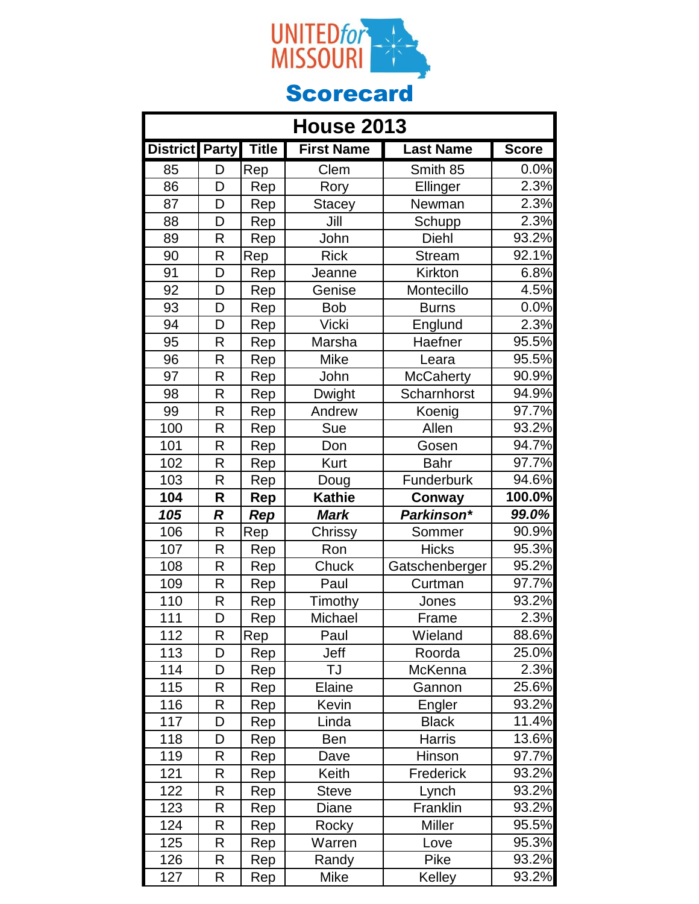UNITED for MISSOURI

# Scorecard

| House 2013 | | | | | |
|---|---|---|---|---|---|
| **District** | **Party** | **Title** | **First Name** | **Last Name** | **Score** |
| 85 | D | Rep | Clem | Smith 85 | 0.0% |
| 86 | D | Rep | Rory | Ellinger | 2.3% |
| 87 | D | Rep | Stacey | Newman | 2.3% |
| 88 | D | Rep | Jill | Schupp | 2.3% |
| 89 | R | Rep | John | Diehl | 93.2% |
| 90 | R | Rep | Rick | Stream | 92.1% |
| 91 | D | Rep | Jeanne | Kirkton | 6.8% |
| 92 | D | Rep | Genise | Montecillo | 4.5% |
| 93 | D | Rep | Bob | Burns | 0.0% |
| 94 | D | Rep | Vicki | Englund | 2.3% |
| 95 | R | Rep | Marsha | Haefner | 95.5% |
| 96 | R | Rep | Mike | Leara | 95.5% |
| 97 | R | Rep | John | McCaherty | 90.9% |
| 98 | R | Rep | Dwight | Scharnhorst | 94.9% |
| 99 | R | Rep | Andrew | Koenig | 97.7% |
| 100 | R | Rep | Sue | Allen | 93.2% |
| 101 | R | Rep | Don | Gosen | 94.7% |
| 102 | R | Rep | Kurt | Bahr | 97.7% |
| 103 | R | Rep | Doug | Funderburk | 94.6% |
| **104** | **R** | **Rep** | **Kathie** | **Conway** | **100.0%** |
| ***105*** | ***R*** | ***Rep*** | ***Mark*** | ***Parkinson**** | ***99.0%*** |
| 106 | R | Rep | Chrissy | Sommer | 90.9% |
| 107 | R | Rep | Ron | Hicks | 95.3% |
| 108 | R | Rep | Chuck | Gatschenberger | 95.2% |
| 109 | R | Rep | Paul | Curtman | 97.7% |
| 110 | R | Rep | Timothy | Jones | 93.2% |
| 111 | D | Rep | Michael | Frame | 2.3% |
| 112 | R | Rep | Paul | Wieland | 88.6% |
| 113 | D | Rep | Jeff | Roorda | 25.0% |
| 114 | D | Rep | TJ | McKenna | 2.3% |
| 115 | R | Rep | Elaine | Gannon | 25.6% |
| 116 | R | Rep | Kevin | Engler | 93.2% |
| 117 | D | Rep | Linda | Black | 11.4% |
| 118 | D | Rep | Ben | Harris | 13.6% |
| 119 | R | Rep | Dave | Hinson | 97.7% |
| 121 | R | Rep | Keith | Frederick | 93.2% |
| 122 | R | Rep | Steve | Lynch | 93.2% |
| 123 | R | Rep | Diane | Franklin | 93.2% |
| 124 | R | Rep | Rocky | Miller | 95.5% |
| 125 | R | Rep | Warren | Love | 95.3% |
| 126 | R | Rep | Randy | Pike | 93.2% |
| 127 | R | Rep | Mike | Kelley | 93.2% |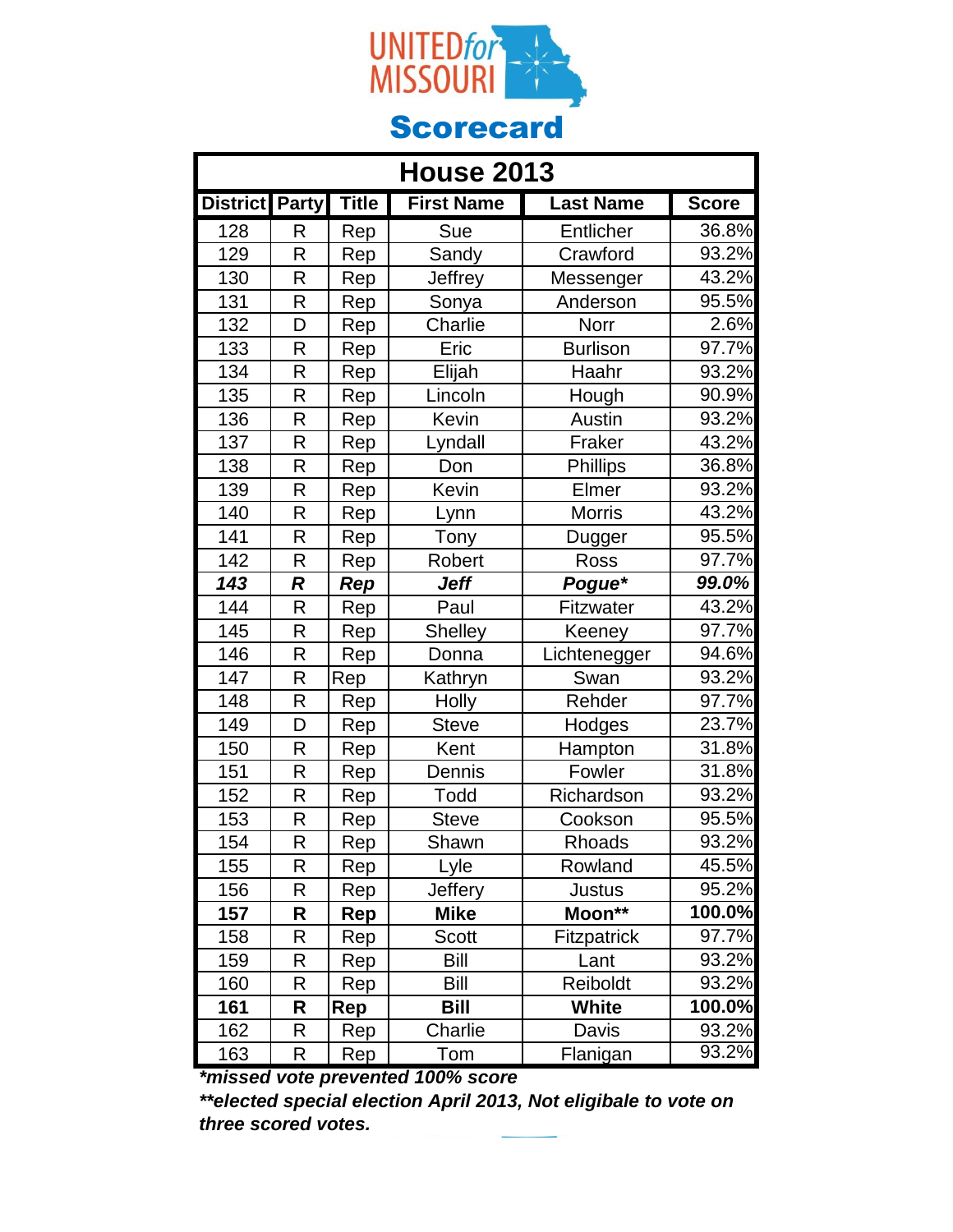# UNITED for MISSOURI

## Scorecard

| House 2013 | | | | | |
|---|---|---|---|---|---|
| **District** | **Party** | **Title** | **First Name** | **Last Name** | **Score** |
| 128 | R | Rep | Sue | Entlicher | 36.8% |
| 129 | R | Rep | Sandy | Crawford | 93.2% |
| 130 | R | Rep | Jeffrey | Messenger | 43.2% |
| 131 | R | Rep | Sonya | Anderson | 95.5% |
| 132 | D | Rep | Charlie | Norr | 2.6% |
| 133 | R | Rep | Eric | Burlison | 97.7% |
| 134 | R | Rep | Elijah | Haahr | 93.2% |
| 135 | R | Rep | Lincoln | Hough | 90.9% |
| 136 | R | Rep | Kevin | Austin | 93.2% |
| 137 | R | Rep | Lyndall | Fraker | 43.2% |
| 138 | R | Rep | Don | Phillips | 36.8% |
| 139 | R | Rep | Kevin | Elmer | 93.2% |
| 140 | R | Rep | Lynn | Morris | 43.2% |
| 141 | R | Rep | Tony | Dugger | 95.5% |
| 142 | R | Rep | Robert | Ross | 97.7% |
| ***143*** | ***R*** | ***Rep*** | ***Jeff*** | ***Pogue**** | ***99.0%*** |
| 144 | R | Rep | Paul | Fitzwater | 43.2% |
| 145 | R | Rep | Shelley | Keeney | 97.7% |
| 146 | R | Rep | Donna | Lichtenegger | 94.6% |
| 147 | R | Rep | Kathryn | Swan | 93.2% |
| 148 | R | Rep | Holly | Rehder | 97.7% |
| 149 | D | Rep | Steve | Hodges | 23.7% |
| 150 | R | Rep | Kent | Hampton | 31.8% |
| 151 | R | Rep | Dennis | Fowler | 31.8% |
| 152 | R | Rep | Todd | Richardson | 93.2% |
| 153 | R | Rep | Steve | Cookson | 95.5% |
| 154 | R | Rep | Shawn | Rhoads | 93.2% |
| 155 | R | Rep | Lyle | Rowland | 45.5% |
| 156 | R | Rep | Jeffery | Justus | 95.2% |
| **157** | **R** | **Rep** | **Mike** | **Moon**** | **100.0%** |
| 158 | R | Rep | Scott | Fitzpatrick | 97.7% |
| 159 | R | Rep | Bill | Lant | 93.2% |
| 160 | R | Rep | Bill | Reiboldt | 93.2% |
| **161** | **R** | **Rep** | **Bill** | **White** | **100.0%** |
| 162 | R | Rep | Charlie | Davis | 93.2% |
| 163 | R | Rep | Tom | Flanigan | 93.2% |

***missed vote prevented 100% score***

****elected special election April 2013, Not eligabale to vote on three scored votes.***